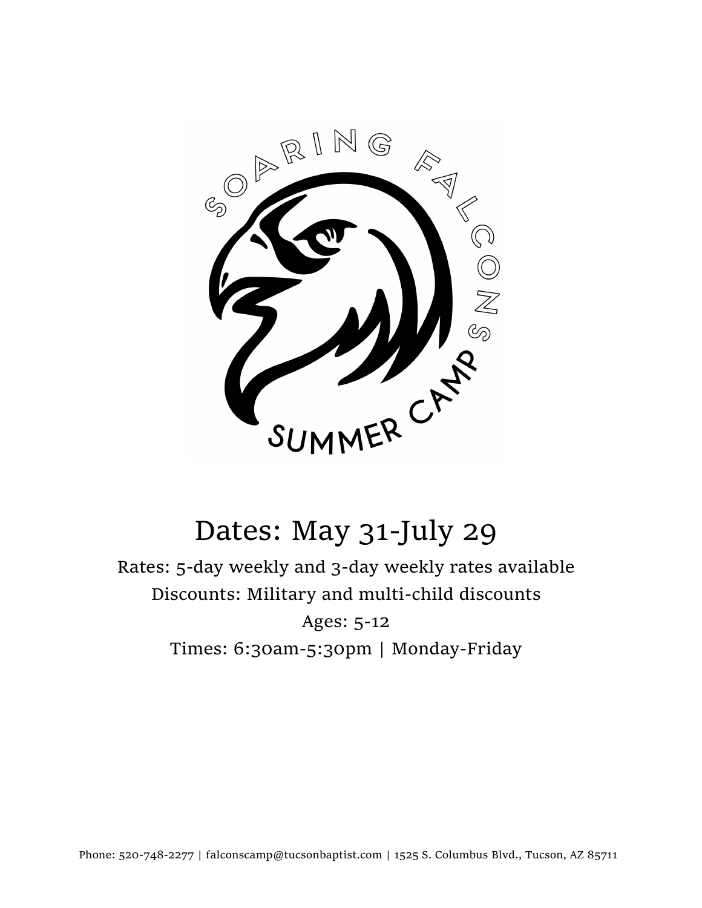SOARING FALCONS

SUMMER CAMP

# Dates: May 31-July 29

Rates: 5-day weekly and 3-day weekly rates available

Discounts: Military and multi-child discounts

Ages: 5-12

Times: 6:30am-5:30pm | Monday-Friday

Phone: 520-748-2277 | falconscamp@tucsonbaptist.com | 1525 S. Columbus Blvd., Tucson, AZ 85711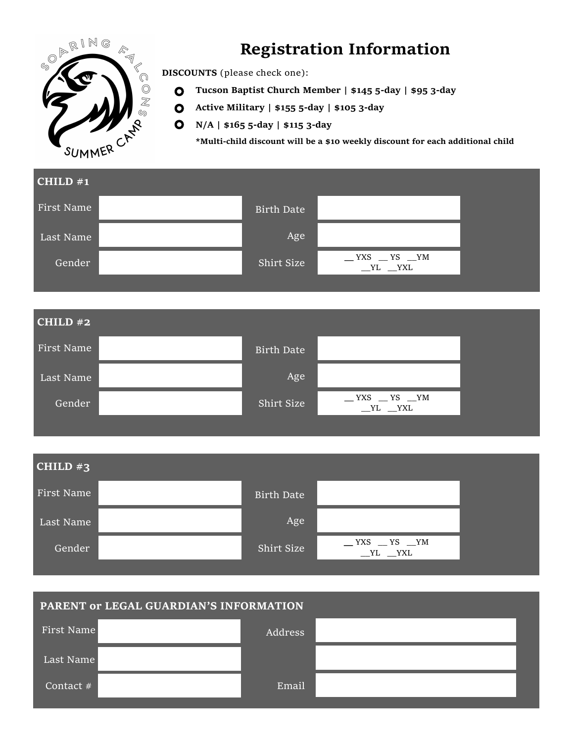SOARING FALCONS SUMMER CAMP

# Registration Information

**DISCOUNTS** (please check one):

- **Tucson Baptist Church Member | $145 5-day | $95 3-day**
- **Active Military | $155 5-day | $105 3-day**
- **N/A | $165 5-day | $115 3-day**

**\*Multi-child discount will be a $10 weekly discount for each additional child**

## CHILD #1

| | | | |
|---|---|---|---|
| First Name | | Birth Date | |
| Last Name | | Age | |
| Gender | | Shirt Size | __ YXS __ YS __YM __YL __YXL |

## CHILD #2

| | | | |
|---|---|---|---|
| First Name | | Birth Date | |
| Last Name | | Age | |
| Gender | | Shirt Size | __ YXS __ YS __YM __YL __YXL |

## CHILD #3

| | | | |
|---|---|---|---|
| First Name | | Birth Date | |
| Last Name | | Age | |
| Gender | | Shirt Size | __ YXS __ YS __YM __YL __YXL |

## PARENT or LEGAL GUARDIAN'S INFORMATION

| | | | |
|---|---|---|---|
| First Name | | Address | |
| Last Name | | | |
| Contact # | | Email | |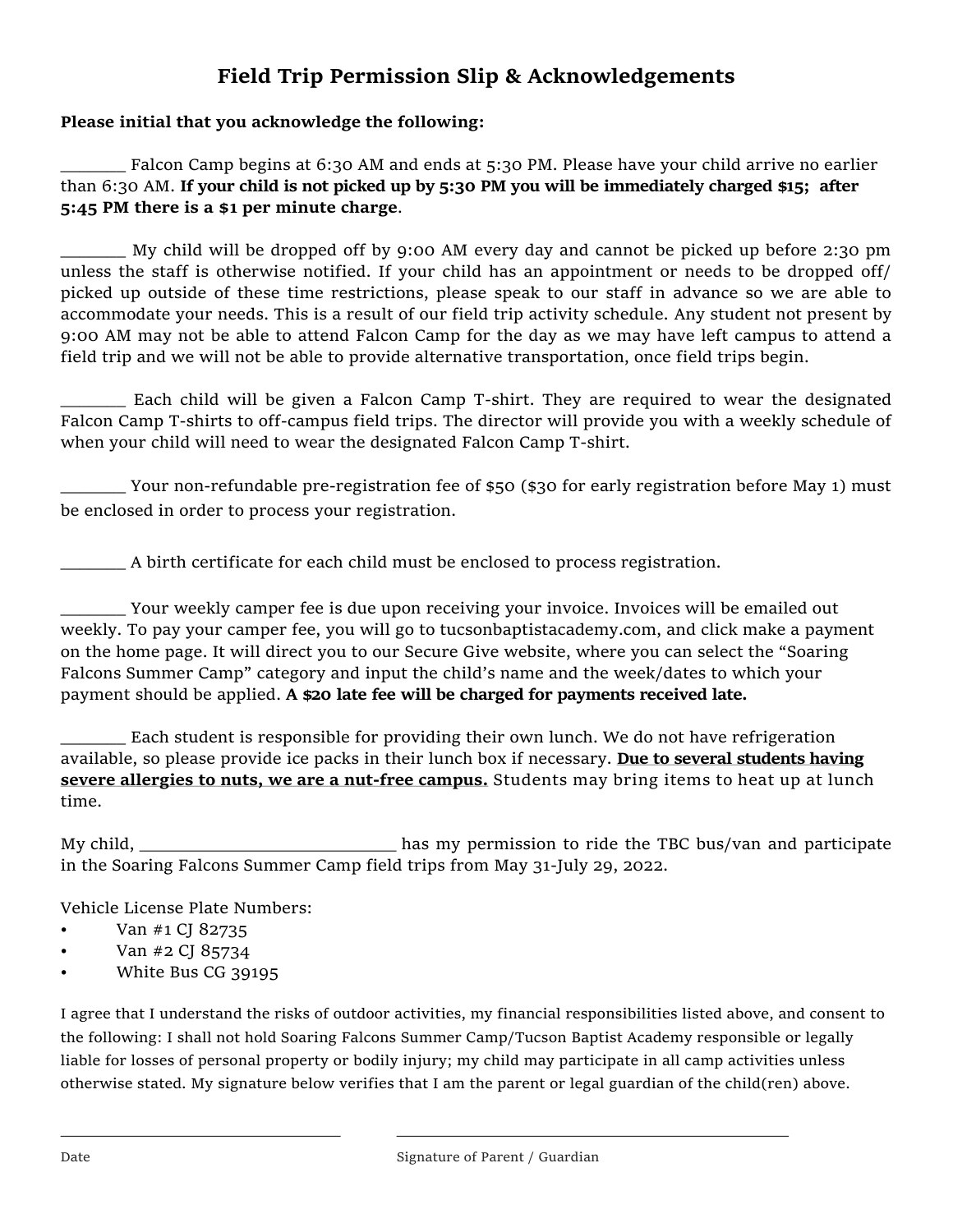# Field Trip Permission Slip & Acknowledgements

**Please initial that you acknowledge the following:**

________ Falcon Camp begins at 6:30 AM and ends at 5:30 PM. Please have your child arrive no earlier than 6:30 AM. **If your child is not picked up by 5:30 PM you will be immediately charged $15; after 5:45 PM there is a $1 per minute charge**.

________ My child will be dropped off by 9:00 AM every day and cannot be picked up before 2:30 pm unless the staff is otherwise notified. If your child has an appointment or needs to be dropped off/ picked up outside of these time restrictions, please speak to our staff in advance so we are able to accommodate your needs. This is a result of our field trip activity schedule. Any student not present by 9:00 AM may not be able to attend Falcon Camp for the day as we may have left campus to attend a field trip and we will not be able to provide alternative transportation, once field trips begin.

________ Each child will be given a Falcon Camp T-shirt. They are required to wear the designated Falcon Camp T-shirts to off-campus field trips. The director will provide you with a weekly schedule of when your child will need to wear the designated Falcon Camp T-shirt.

________ Your non-refundable pre-registration fee of $50 ($30 for early registration before May 1) must be enclosed in order to process your registration.

________ A birth certificate for each child must be enclosed to process registration.

________ Your weekly camper fee is due upon receiving your invoice. Invoices will be emailed out weekly. To pay your camper fee, you will go to tucsonbaptistacademy.com, and click make a payment on the home page. It will direct you to our Secure Give website, where you can select the "Soaring Falcons Summer Camp" category and input the child's name and the week/dates to which your payment should be applied. **A $20 late fee will be charged for payments received late.**

________ Each student is responsible for providing their own lunch. We do not have refrigeration available, so please provide ice packs in their lunch box if necessary. **<u>Due to several students having severe allergies to nuts, we are a nut-free campus.</u>** Students may bring items to heat up at lunch time.

My child, ______________________________ has my permission to ride the TBC bus/van and participate in the Soaring Falcons Summer Camp field trips from May 31-July 29, 2022.

Vehicle License Plate Numbers:

- Van #1 CJ 82735
- Van #2 CJ 85734
- White Bus CG 39195

I agree that I understand the risks of outdoor activities, my financial responsibilities listed above, and consent to the following: I shall not hold Soaring Falcons Summer Camp/Tucson Baptist Academy responsible or legally liable for losses of personal property or bodily injury; my child may participate in all camp activities unless otherwise stated. My signature below verifies that I am the parent or legal guardian of the child(ren) above.

________________________________ ________________________________________

Date Signature of Parent / Guardian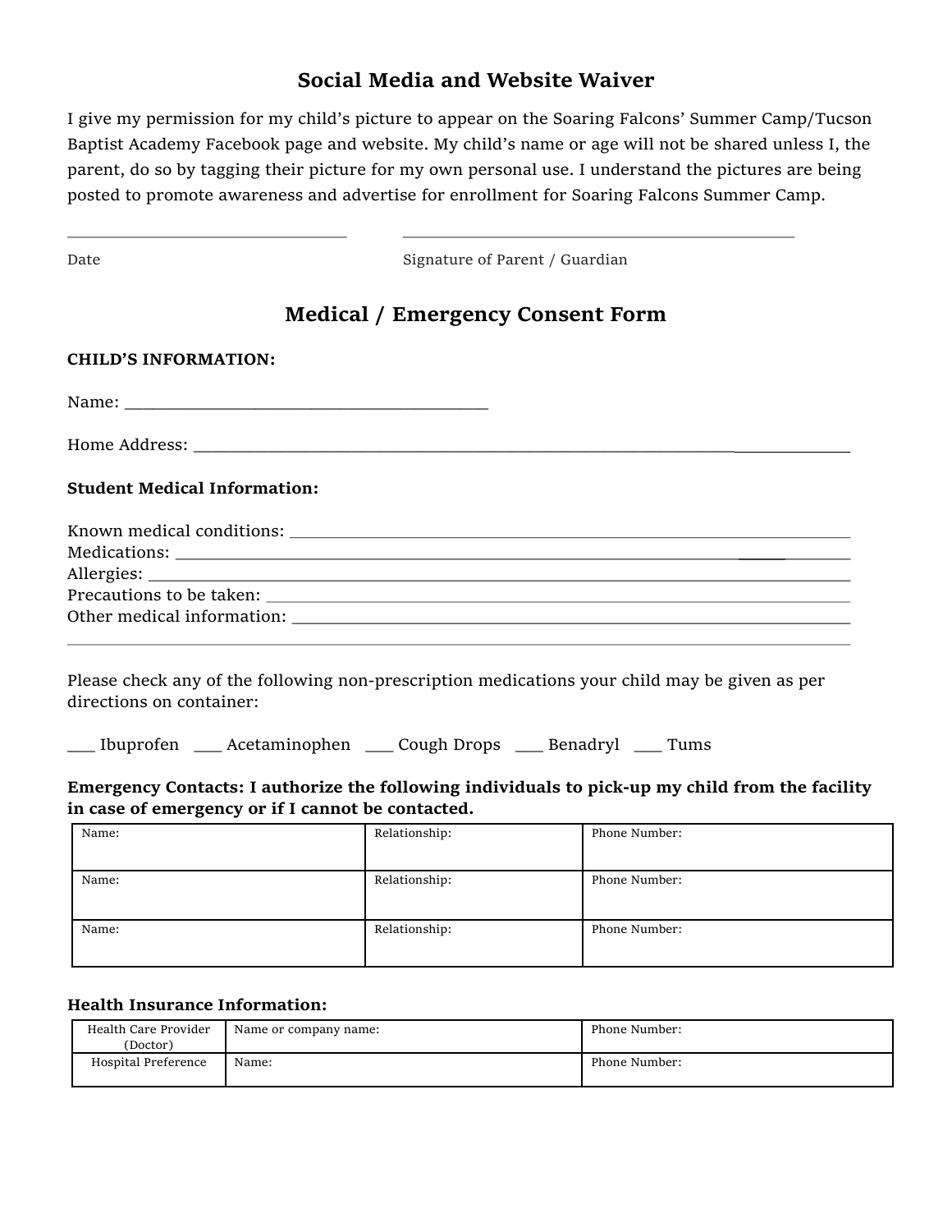## Social Media and Website Waiver

I give my permission for my child's picture to appear on the Soaring Falcons' Summer Camp/Tucson Baptist Academy Facebook page and website. My child's name or age will not be shared unless I, the parent, do so by tagging their picture for my own personal use. I understand the pictures are being posted to promote awareness and advertise for enrollment for Soaring Falcons Summer Camp.

_______________________________          _______________________________________________

Date                                                              Signature of Parent / Guardian

## Medical / Emergency Consent Form

**CHILD'S INFORMATION:**

Name: ________________________________________

Home Address: ____________________________________________________________________

**Student Medical Information:**

Known medical conditions: ____________________________________________________
Medications: ______________________________________________________________
Allergies: ________________________________________________________________
Precautions to be taken: _____________________________________________________
Other medical information: ____________________________________________________
______________________________________________________________________________

Please check any of the following non-prescription medications your child may be given as per directions on container:

___ Ibuprofen   ___ Acetaminophen   ___ Cough Drops   ___ Benadryl   ___ Tums

**Emergency Contacts: I authorize the following individuals to pick-up my child from the facility in case of emergency or if I cannot be contacted.**

| Name: | Relationship: | Phone Number: |
|---|---|---|
| Name: | Relationship: | Phone Number: |
| Name: | Relationship: | Phone Number: |

**Health Insurance Information:**

| Health Care Provider (Doctor) | Name or company name: | Phone Number: |
|---|---|---|
| Hospital Preference | Name: | Phone Number: |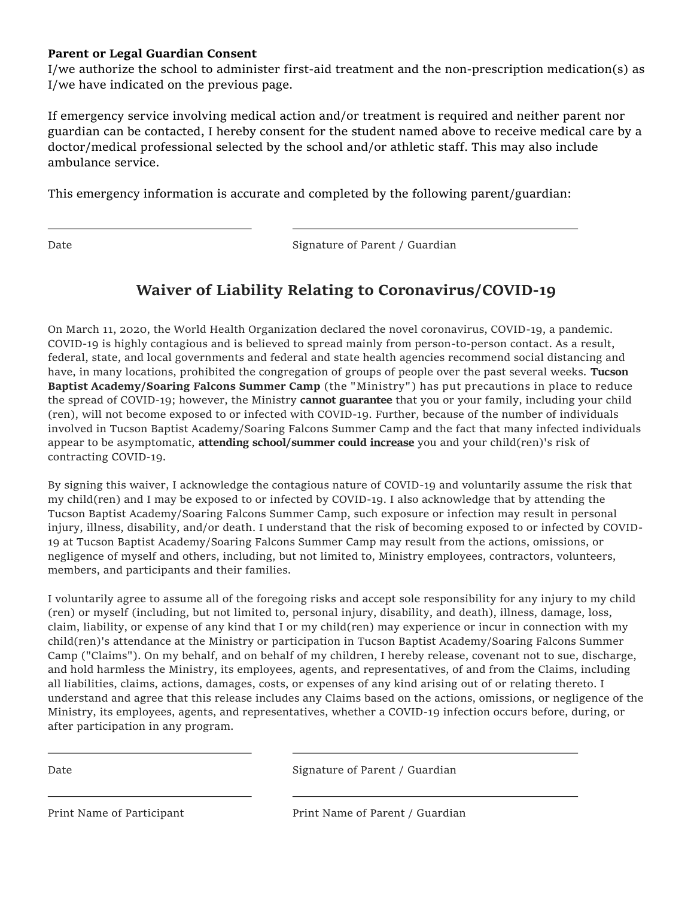**Parent or Legal Guardian Consent**
I/we authorize the school to administer first-aid treatment and the non-prescription medication(s) as I/we have indicated on the previous page.

If emergency service involving medical action and/or treatment is required and neither parent nor guardian can be contacted, I hereby consent for the student named above to receive medical care by a doctor/medical professional selected by the school and/or athletic staff. This may also include ambulance service.

This emergency information is accurate and completed by the following parent/guardian:

______________________________ ______________________________________

Date Signature of Parent / Guardian

## Waiver of Liability Relating to Coronavirus/COVID-19

On March 11, 2020, the World Health Organization declared the novel coronavirus, COVID-19, a pandemic. COVID-19 is highly contagious and is believed to spread mainly from person-to-person contact. As a result, federal, state, and local governments and federal and state health agencies recommend social distancing and have, in many locations, prohibited the congregation of groups of people over the past several weeks. **Tucson Baptist Academy/Soaring Falcons Summer Camp** (the "Ministry") has put precautions in place to reduce the spread of COVID-19; however, the Ministry **cannot guarantee** that you or your family, including your child (ren), will not become exposed to or infected with COVID-19. Further, because of the number of individuals involved in Tucson Baptist Academy/Soaring Falcons Summer Camp and the fact that many infected individuals appear to be asymptomatic, **attending school/summer could <u>increase</u>** you and your child(ren)'s risk of contracting COVID-19.

By signing this waiver, I acknowledge the contagious nature of COVID-19 and voluntarily assume the risk that my child(ren) and I may be exposed to or infected by COVID-19. I also acknowledge that by attending the Tucson Baptist Academy/Soaring Falcons Summer Camp, such exposure or infection may result in personal injury, illness, disability, and/or death. I understand that the risk of becoming exposed to or infected by COVID-19 at Tucson Baptist Academy/Soaring Falcons Summer Camp may result from the actions, omissions, or negligence of myself and others, including, but not limited to, Ministry employees, contractors, volunteers, members, and participants and their families.

I voluntarily agree to assume all of the foregoing risks and accept sole responsibility for any injury to my child (ren) or myself (including, but not limited to, personal injury, disability, and death), illness, damage, loss, claim, liability, or expense of any kind that I or my child(ren) may experience or incur in connection with my child(ren)'s attendance at the Ministry or participation in Tucson Baptist Academy/Soaring Falcons Summer Camp ("Claims"). On my behalf, and on behalf of my children, I hereby release, covenant not to sue, discharge, and hold harmless the Ministry, its employees, agents, and representatives, of and from the Claims, including all liabilities, claims, actions, damages, costs, or expenses of any kind arising out of or relating thereto. I understand and agree that this release includes any Claims based on the actions, omissions, or negligence of the Ministry, its employees, agents, and representatives, whether a COVID-19 infection occurs before, during, or after participation in any program.

______________________________ ______________________________________

Date Signature of Parent / Guardian

______________________________ ______________________________________

Print Name of Participant Print Name of Parent / Guardian